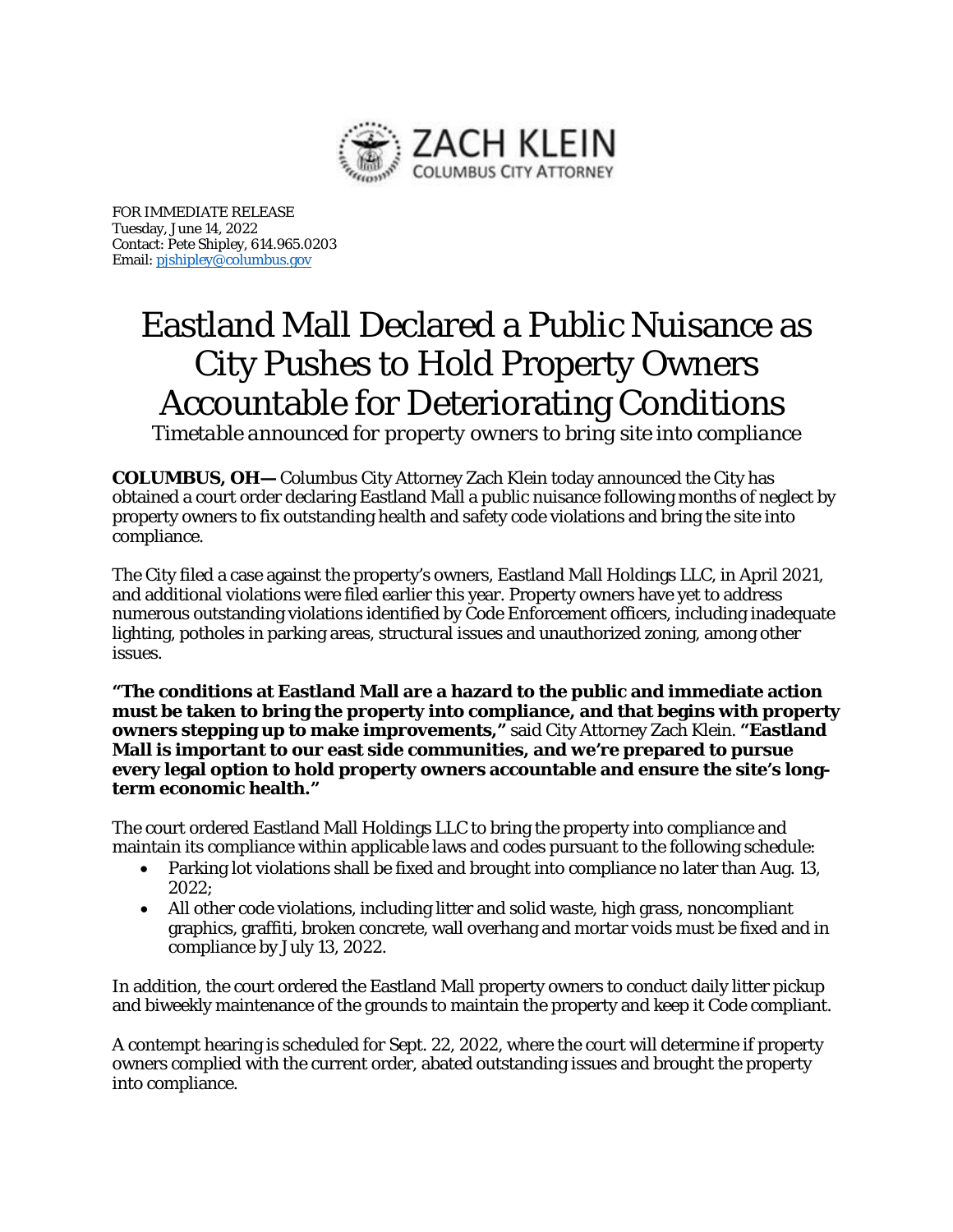ZACH KLEIN
COLUMBUS CITY ATTORNEY

FOR IMMEDIATE RELEASE
Tuesday, June 14, 2022
Contact: Pete Shipley, 614.965.0203
Email: pjshipley@columbus.gov

# Eastland Mall Declared a Public Nuisance as City Pushes to Hold Property Owners Accountable for Deteriorating Conditions

*Timetable announced for property owners to bring site into compliance*

**COLUMBUS, OH—** Columbus City Attorney Zach Klein today announced the City has obtained a court order declaring Eastland Mall a public nuisance following months of neglect by property owners to fix outstanding health and safety code violations and bring the site into compliance.

The City filed a case against the property's owners, Eastland Mall Holdings LLC, in April 2021, and additional violations were filed earlier this year. Property owners have yet to address numerous outstanding violations identified by Code Enforcement officers, including inadequate lighting, potholes in parking areas, structural issues and unauthorized zoning, among other issues.

**"The conditions at Eastland Mall are a hazard to the public and immediate action must be taken to bring the property into compliance, and that begins with property owners stepping up to make improvements,"** said City Attorney Zach Klein. **"Eastland Mall is important to our east side communities, and we're prepared to pursue every legal option to hold property owners accountable and ensure the site's long-term economic health."**

The court ordered Eastland Mall Holdings LLC to bring the property into compliance and maintain its compliance within applicable laws and codes pursuant to the following schedule:

- Parking lot violations shall be fixed and brought into compliance no later than Aug. 13, 2022;
- All other code violations, including litter and solid waste, high grass, noncompliant graphics, graffiti, broken concrete, wall overhang and mortar voids must be fixed and in compliance by July 13, 2022.

In addition, the court ordered the Eastland Mall property owners to conduct daily litter pickup and biweekly maintenance of the grounds to maintain the property and keep it Code compliant.

A contempt hearing is scheduled for Sept. 22, 2022, where the court will determine if property owners complied with the current order, abated outstanding issues and brought the property into compliance.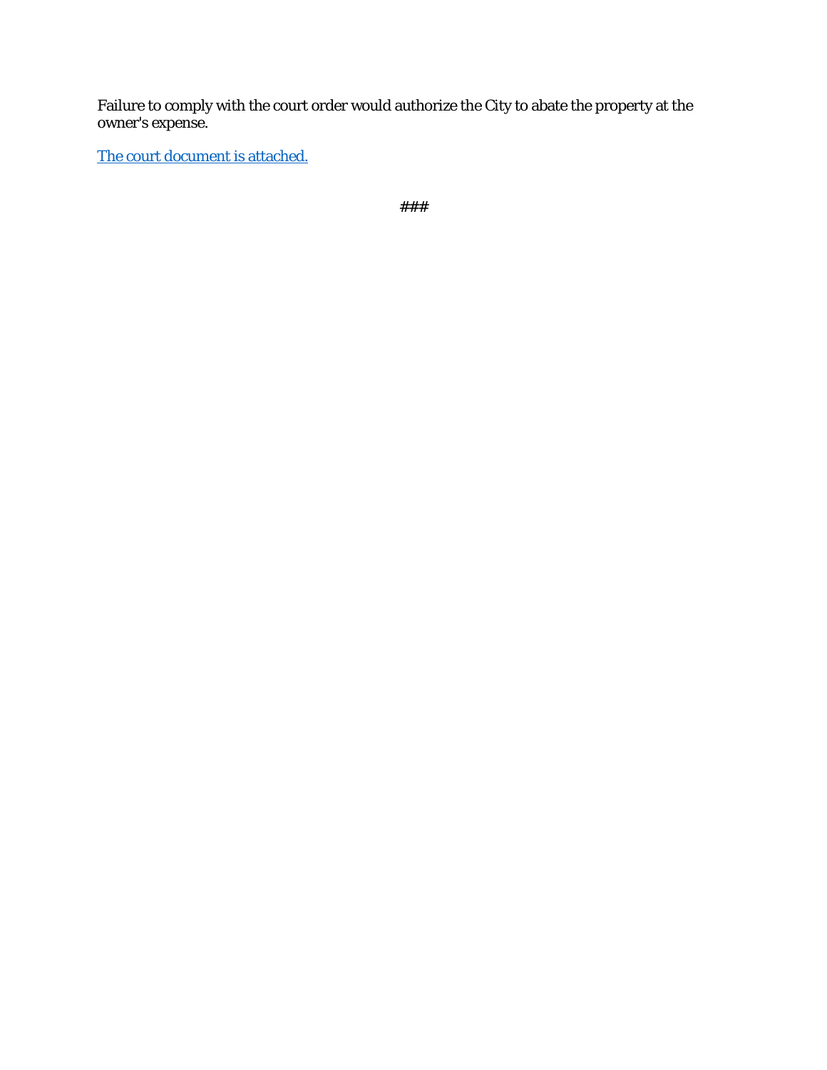Failure to comply with the court order would authorize the City to abate the property at the owner's expense.

The court document is attached.

###